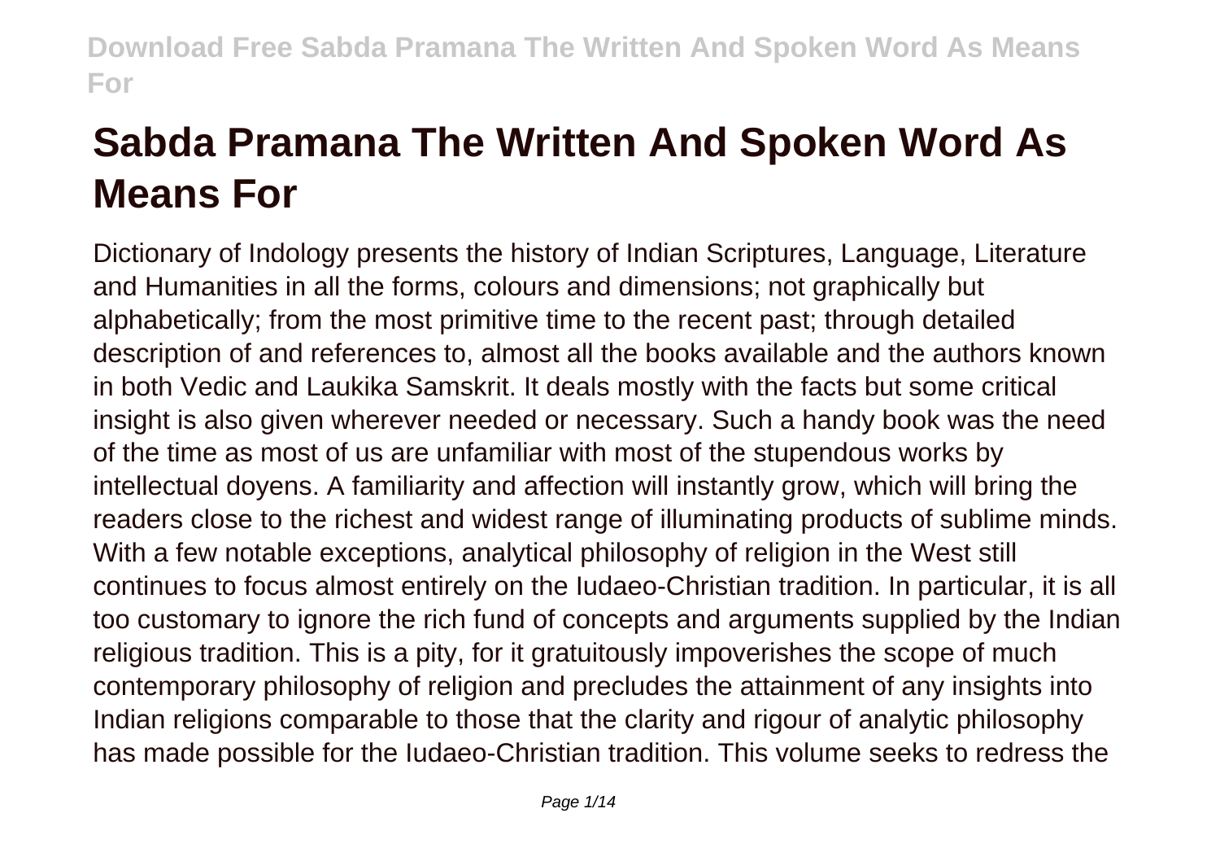# Sabda Pramana The Written And Spoken Word As Means For

Dictionary of Indology presents the history of Indian Scriptures, Language, Literature and Humanities in all the forms, colours and dimensions; not graphically but alphabetically; from the most primitive time to the recent past; through detailed description of and references to, almost all the books available and the authors known in both Vedic and Laukika Samskrit. It deals mostly with the facts but some critical insight is also given wherever needed or necessary. Such a handy book was the need of the time as most of us are unfamiliar with most of the stupendous works by intellectual doyens. A familiarity and affection will instantly grow, which will bring the readers close to the richest and widest range of illuminating products of sublime minds. With a few notable exceptions, analytical philosophy of religion in the West still continues to focus almost entirely on the Iudaeo-Christian tradition. In particular, it is all too customary to ignore the rich fund of concepts and arguments supplied by the Indian religious tradition. This is a pity, for it gratuitously impoverishes the scope of much contemporary philosophy of religion and precludes the attainment of any insights into Indian religions comparable to those that the clarity and rigour of analytic philosophy has made possible for the Iudaeo-Christian tradition. This volume seeks to redress the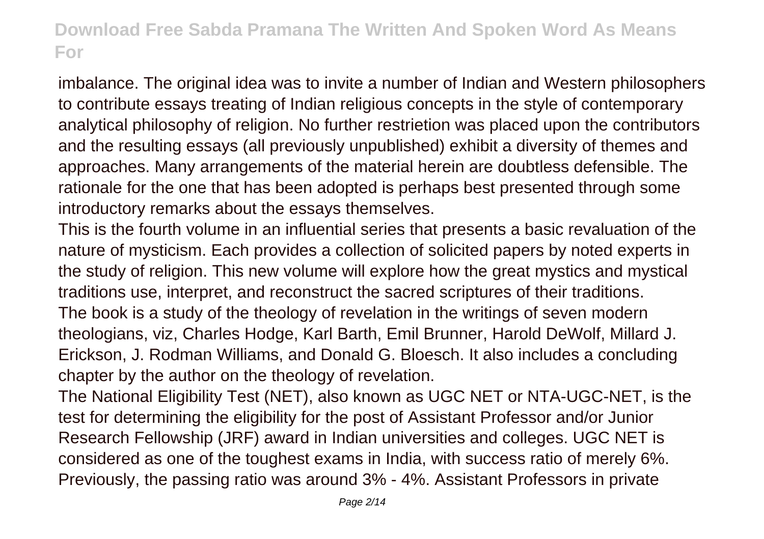imbalance. The original idea was to invite a number of Indian and Western philosophers to contribute essays treating of Indian religious concepts in the style of contemporary analytical philosophy of religion. No further restrietion was placed upon the contributors and the resulting essays (all previously unpublished) exhibit a diversity of themes and approaches. Many arrangements of the material herein are doubtless defensible. The rationale for the one that has been adopted is perhaps best presented through some introductory remarks about the essays themselves.

This is the fourth volume in an influential series that presents a basic revaluation of the nature of mysticism. Each provides a collection of solicited papers by noted experts in the study of religion. This new volume will explore how the great mystics and mystical traditions use, interpret, and reconstruct the sacred scriptures of their traditions.

The book is a study of the theology of revelation in the writings of seven modern theologians, viz, Charles Hodge, Karl Barth, Emil Brunner, Harold DeWolf, Millard J. Erickson, J. Rodman Williams, and Donald G. Bloesch. It also includes a concluding chapter by the author on the theology of revelation.

The National Eligibility Test (NET), also known as UGC NET or NTA-UGC-NET, is the test for determining the eligibility for the post of Assistant Professor and/or Junior Research Fellowship (JRF) award in Indian universities and colleges. UGC NET is considered as one of the toughest exams in India, with success ratio of merely 6%. Previously, the passing ratio was around 3% - 4%. Assistant Professors in private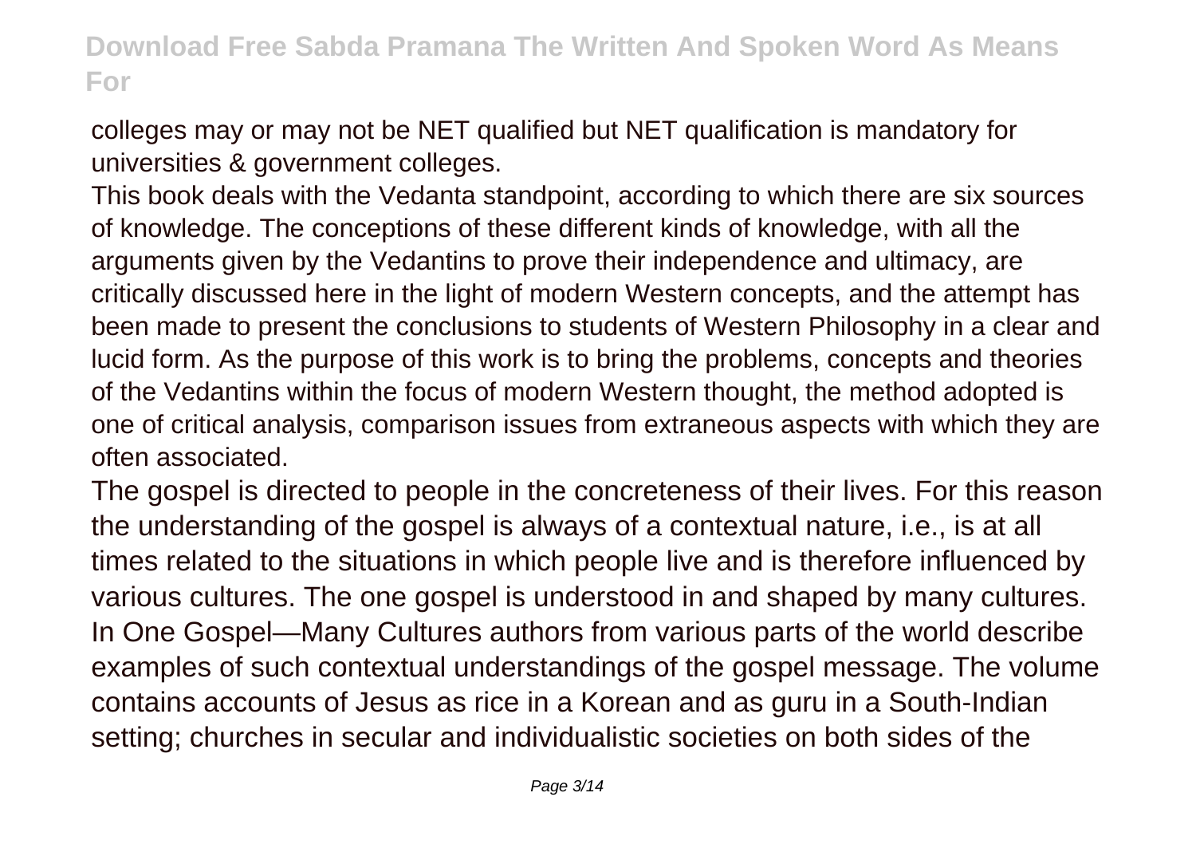colleges may or may not be NET qualified but NET qualification is mandatory for universities & government colleges.

This book deals with the Vedanta standpoint, according to which there are six sources of knowledge. The conceptions of these different kinds of knowledge, with all the arguments given by the Vedantins to prove their independence and ultimacy, are critically discussed here in the light of modern Western concepts, and the attempt has been made to present the conclusions to students of Western Philosophy in a clear and lucid form. As the purpose of this work is to bring the problems, concepts and theories of the Vedantins within the focus of modern Western thought, the method adopted is one of critical analysis, comparison issues from extraneous aspects with which they are often associated.

The gospel is directed to people in the concreteness of their lives. For this reason the understanding of the gospel is always of a contextual nature, i.e., is at all times related to the situations in which people live and is therefore influenced by various cultures. The one gospel is understood in and shaped by many cultures. In One Gospel—Many Cultures authors from various parts of the world describe examples of such contextual understandings of the gospel message. The volume contains accounts of Jesus as rice in a Korean and as guru in a South-Indian setting; churches in secular and individualistic societies on both sides of the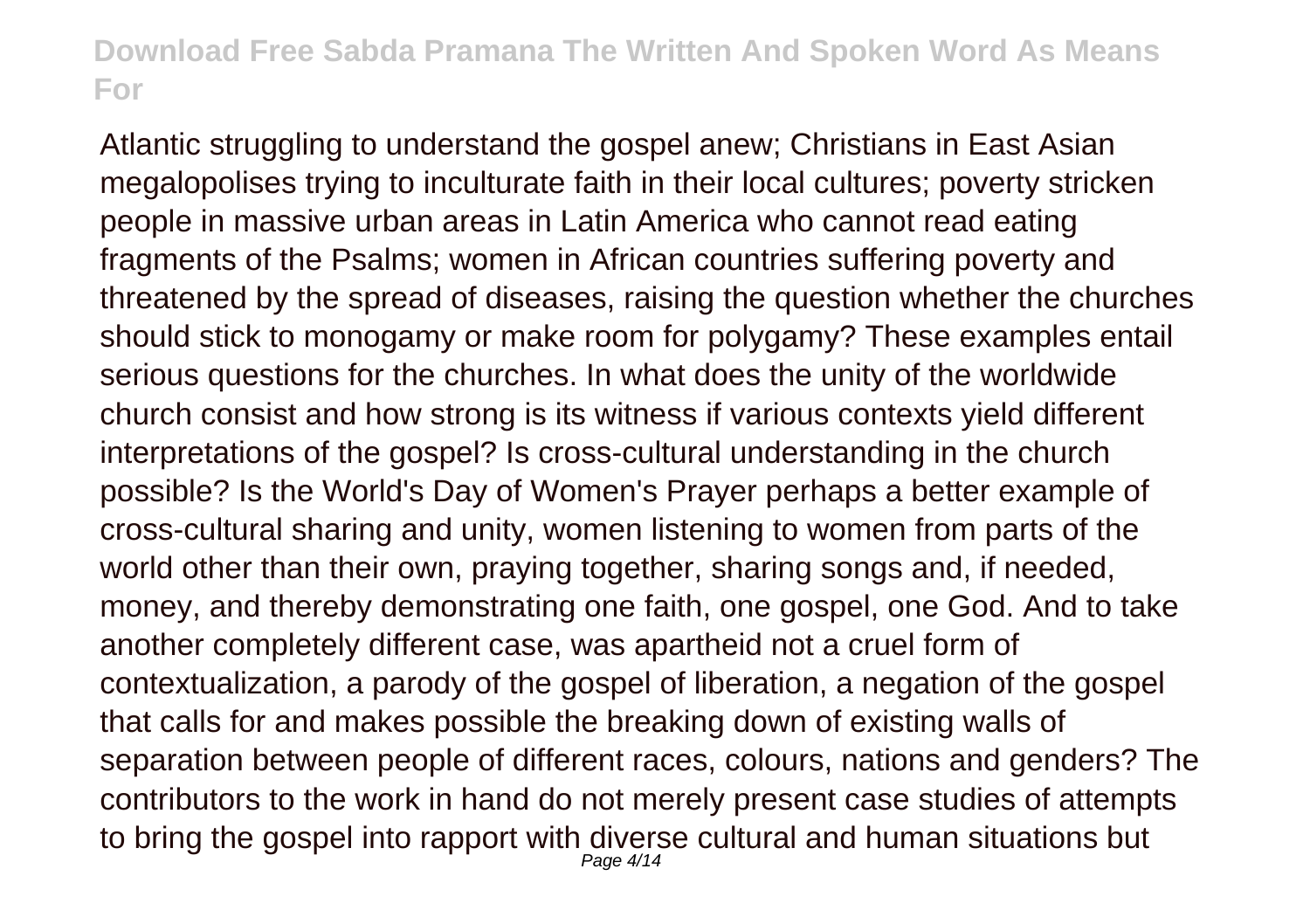Atlantic struggling to understand the gospel anew; Christians in East Asian megalopolises trying to inculturate faith in their local cultures; poverty stricken people in massive urban areas in Latin America who cannot read eating fragments of the Psalms; women in African countries suffering poverty and threatened by the spread of diseases, raising the question whether the churches should stick to monogamy or make room for polygamy? These examples entail serious questions for the churches. In what does the unity of the worldwide church consist and how strong is its witness if various contexts yield different interpretations of the gospel? Is cross-cultural understanding in the church possible? Is the World's Day of Women's Prayer perhaps a better example of cross-cultural sharing and unity, women listening to women from parts of the world other than their own, praying together, sharing songs and, if needed, money, and thereby demonstrating one faith, one gospel, one God. And to take another completely different case, was apartheid not a cruel form of contextualization, a parody of the gospel of liberation, a negation of the gospel that calls for and makes possible the breaking down of existing walls of separation between people of different races, colours, nations and genders? The contributors to the work in hand do not merely present case studies of attempts to bring the gospel into rapport with diverse cultural and human situations but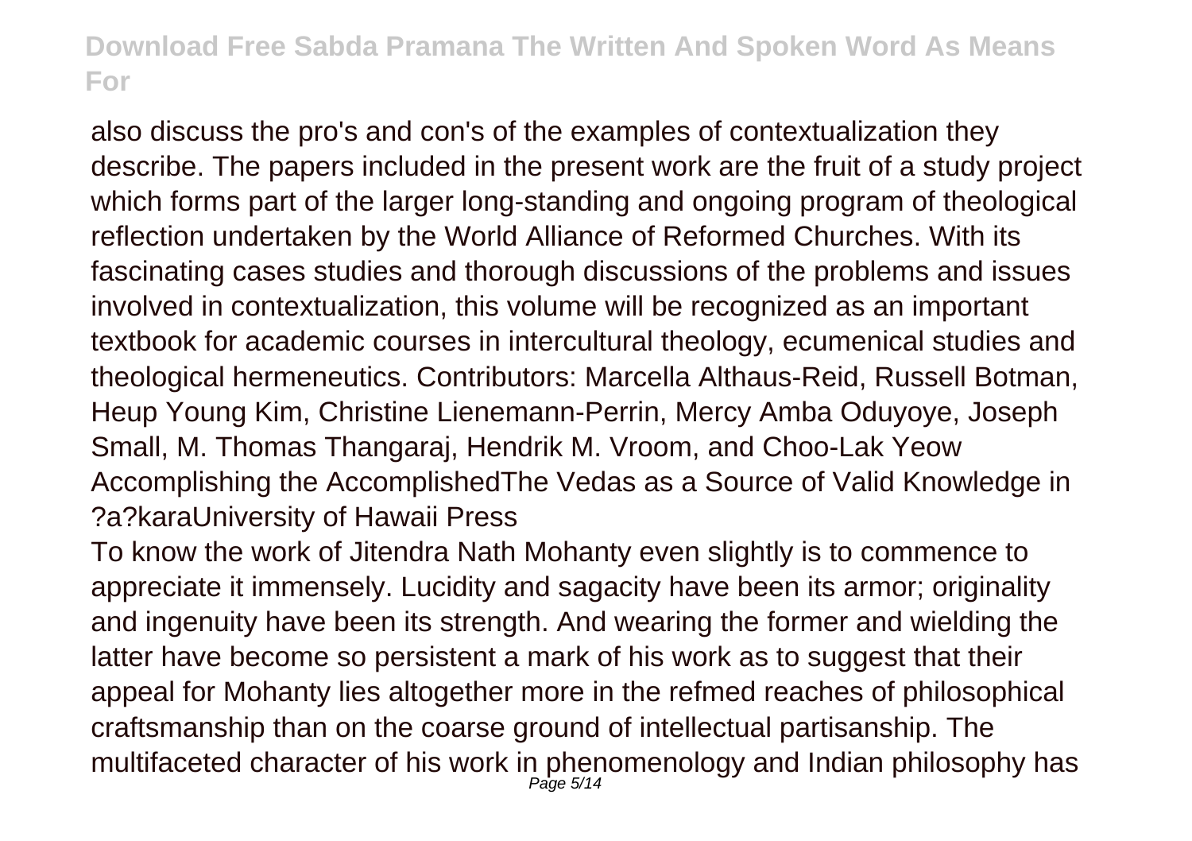also discuss the pro's and con's of the examples of contextualization they describe. The papers included in the present work are the fruit of a study project which forms part of the larger long-standing and ongoing program of theological reflection undertaken by the World Alliance of Reformed Churches. With its fascinating cases studies and thorough discussions of the problems and issues involved in contextualization, this volume will be recognized as an important textbook for academic courses in intercultural theology, ecumenical studies and theological hermeneutics. Contributors: Marcella Althaus-Reid, Russell Botman, Heup Young Kim, Christine Lienemann-Perrin, Mercy Amba Oduyoye, Joseph Small, M. Thomas Thangaraj, Hendrik M. Vroom, and Choo-Lak Yeow

Accomplishing the AccomplishedThe Vedas as a Source of Valid Knowledge in ?a?karaUniversity of Hawaii Press

To know the work of Jitendra Nath Mohanty even slightly is to commence to appreciate it immensely. Lucidity and sagacity have been its armor; originality and ingenuity have been its strength. And wearing the former and wielding the latter have become so persistent a mark of his work as to suggest that their appeal for Mohanty lies altogether more in the refmed reaches of philosophical craftsmanship than on the coarse ground of intellectual partisanship. The multifaceted character of his work in phenomenology and Indian philosophy has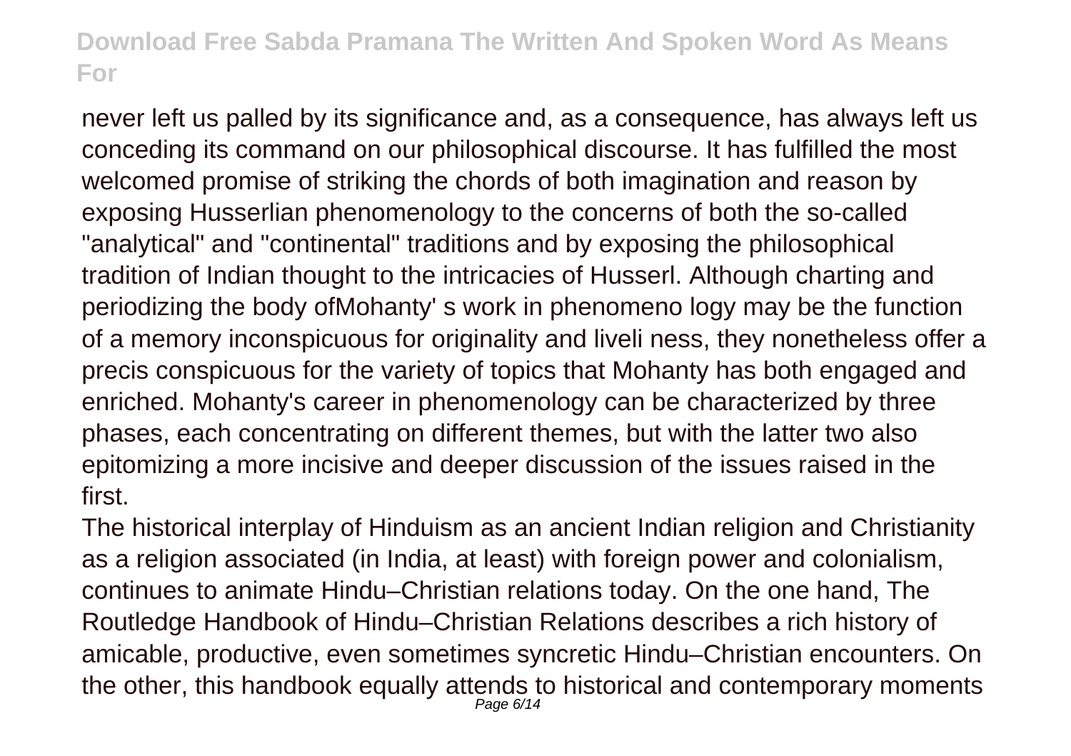never left us palled by its significance and, as a consequence, has always left us conceding its command on our philosophical discourse. It has fulfilled the most welcomed promise of striking the chords of both imagination and reason by exposing Husserlian phenomenology to the concerns of both the so-called "analytical" and "continental" traditions and by exposing the philosophical tradition of Indian thought to the intricacies of Husserl. Although charting and periodizing the body ofMohanty' s work in phenomeno logy may be the function of a memory inconspicuous for originality and liveli ness, they nonetheless offer a precis conspicuous for the variety of topics that Mohanty has both engaged and enriched. Mohanty's career in phenomenology can be characterized by three phases, each concentrating on different themes, but with the latter two also epitomizing a more incisive and deeper discussion of the issues raised in the first.

The historical interplay of Hinduism as an ancient Indian religion and Christianity as a religion associated (in India, at least) with foreign power and colonialism, continues to animate Hindu–Christian relations today. On the one hand, The Routledge Handbook of Hindu–Christian Relations describes a rich history of amicable, productive, even sometimes syncretic Hindu–Christian encounters. On the other, this handbook equally attends to historical and contemporary moments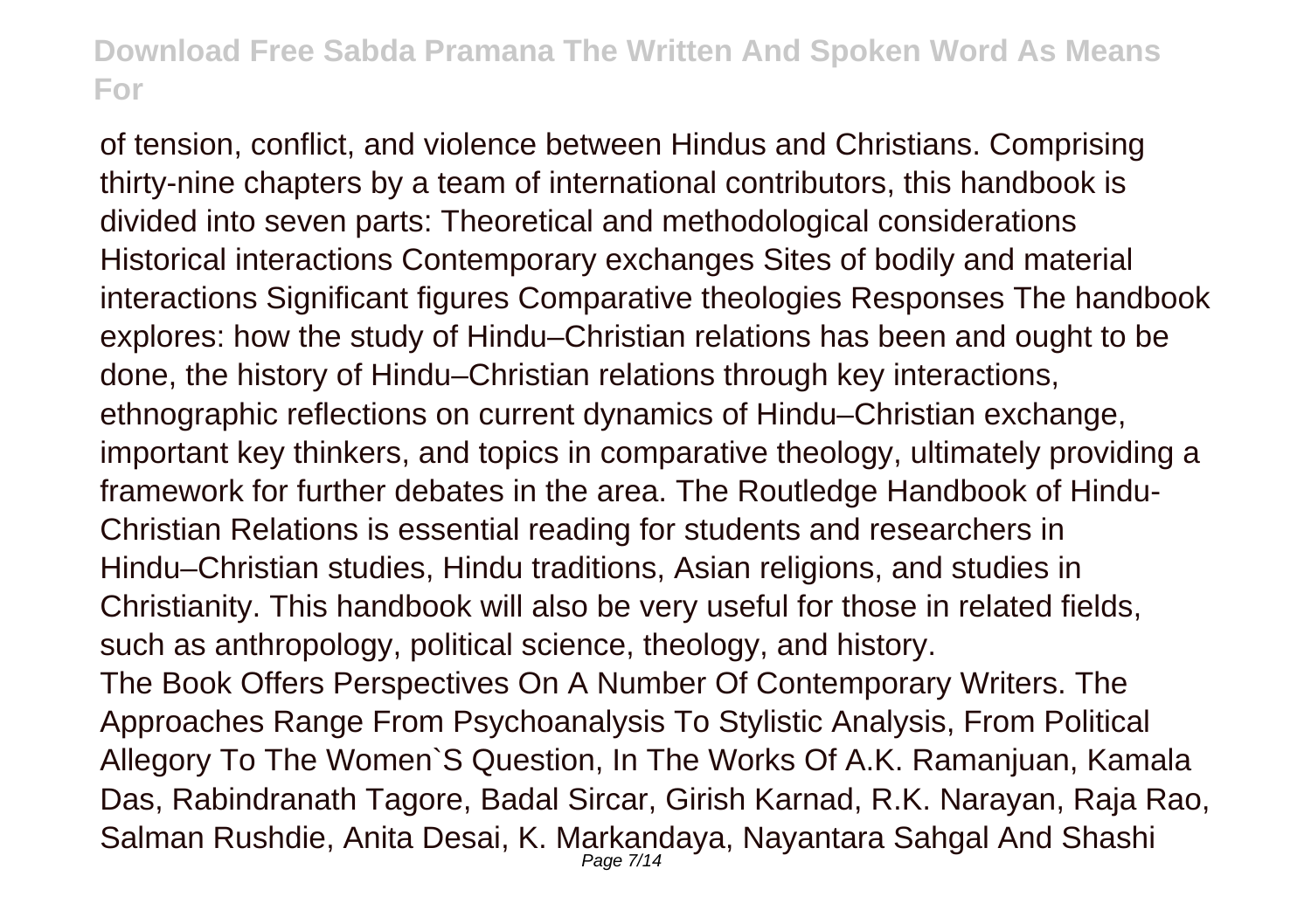of tension, conflict, and violence between Hindus and Christians. Comprising thirty-nine chapters by a team of international contributors, this handbook is divided into seven parts: Theoretical and methodological considerations Historical interactions Contemporary exchanges Sites of bodily and material interactions Significant figures Comparative theologies Responses The handbook explores: how the study of Hindu–Christian relations has been and ought to be done, the history of Hindu–Christian relations through key interactions, ethnographic reflections on current dynamics of Hindu–Christian exchange, important key thinkers, and topics in comparative theology, ultimately providing a framework for further debates in the area. The Routledge Handbook of Hindu-Christian Relations is essential reading for students and researchers in Hindu–Christian studies, Hindu traditions, Asian religions, and studies in Christianity. This handbook will also be very useful for those in related fields, such as anthropology, political science, theology, and history.

The Book Offers Perspectives On A Number Of Contemporary Writers. The Approaches Range From Psychoanalysis To Stylistic Analysis, From Political Allegory To The Women`S Question, In The Works Of A.K. Ramanjuan, Kamala Das, Rabindranath Tagore, Badal Sircar, Girish Karnad, R.K. Narayan, Raja Rao, Salman Rushdie, Anita Desai, K. Markandaya, Nayantara Sahgal And Shashi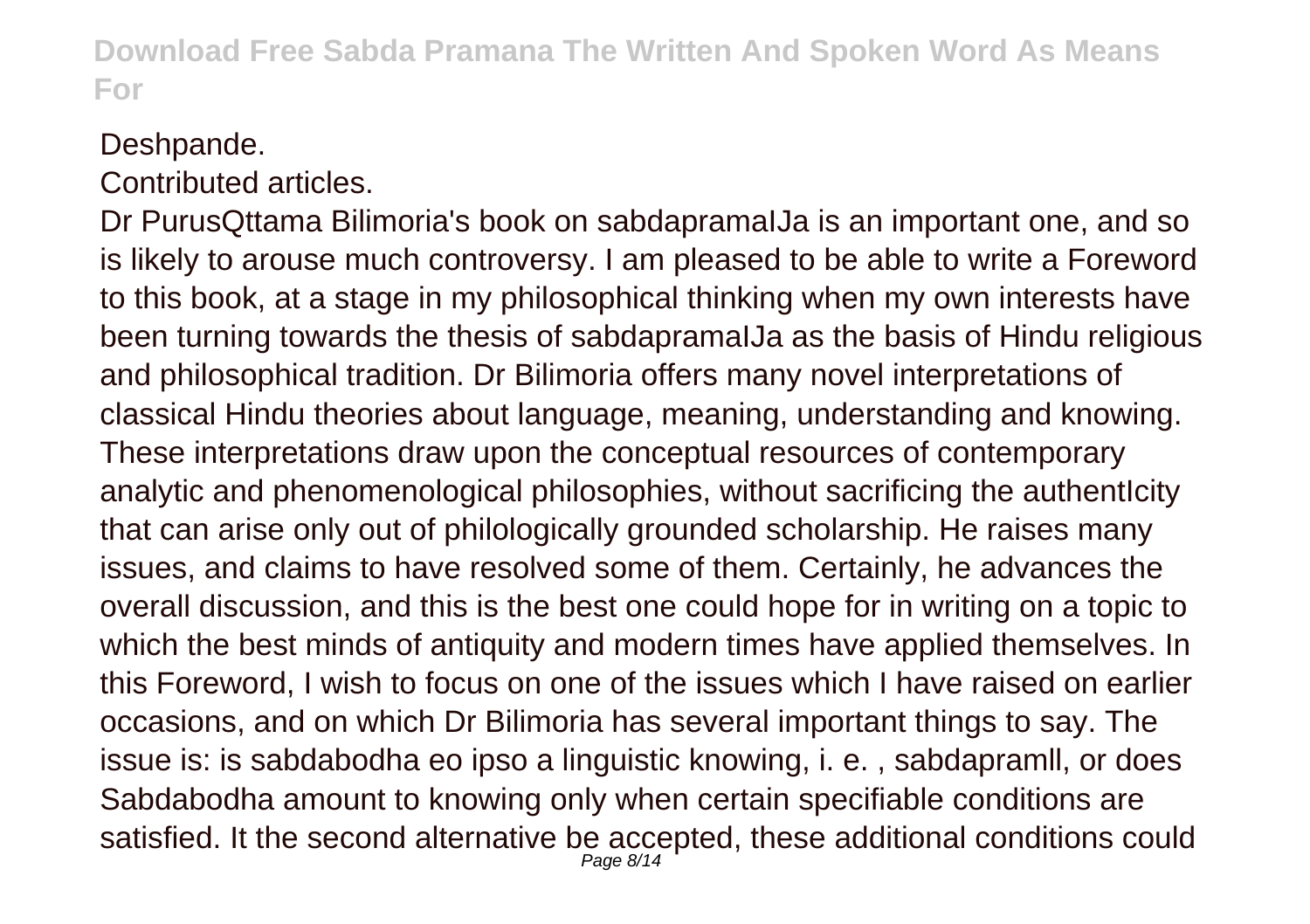Deshpande.

Contributed articles.

Dr PurusQttama Bilimoria's book on sabdapramaIJa is an important one, and so is likely to arouse much controversy. I am pleased to be able to write a Foreword to this book, at a stage in my philosophical thinking when my own interests have been turning towards the thesis of sabdapramaIJa as the basis of Hindu religious and philosophical tradition. Dr Bilimoria offers many novel interpretations of classical Hindu theories about language, meaning, understanding and knowing. These interpretations draw upon the conceptual resources of contemporary analytic and phenomenological philosophies, without sacrificing the authentIcity that can arise only out of philologically grounded scholarship. He raises many issues, and claims to have resolved some of them. Certainly, he advances the overall discussion, and this is the best one could hope for in writing on a topic to which the best minds of antiquity and modern times have applied themselves. In this Foreword, I wish to focus on one of the issues which I have raised on earlier occasions, and on which Dr Bilimoria has several important things to say. The issue is: is sabdabodha eo ipso a linguistic knowing, i. e. , sabdapramll, or does Sabdabodha amount to knowing only when certain specifiable conditions are satisfied. It the second alternative be accepted, these additional conditions could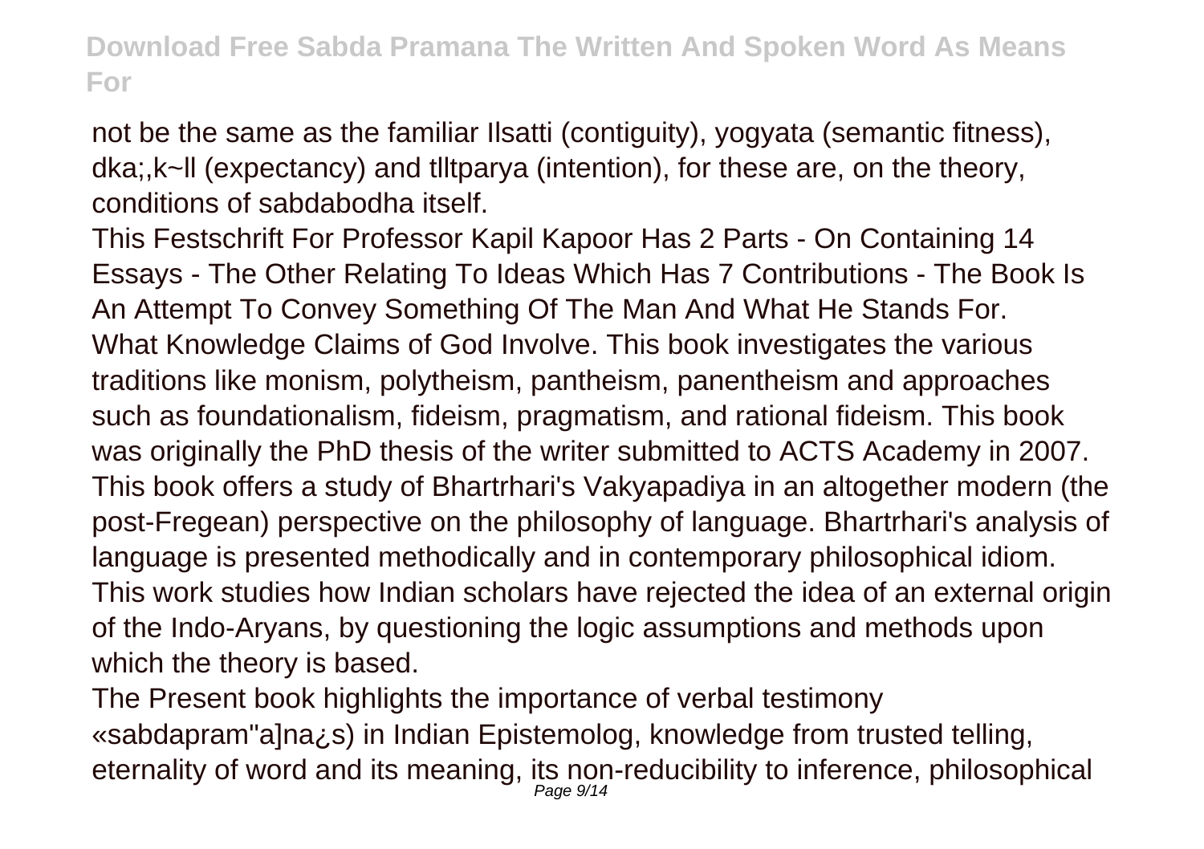not be the same as the familiar Ilsatti (contiguity), yogyata (semantic fitness), dka;,k~ll (expectancy) and tlltparya (intention), for these are, on the theory, conditions of sabdabodha itself.

This Festschrift For Professor Kapil Kapoor Has 2 Parts - On Containing 14 Essays - The Other Relating To Ideas Which Has 7 Contributions - The Book Is An Attempt To Convey Something Of The Man And What He Stands For.

What Knowledge Claims of God Involve. This book investigates the various traditions like monism, polytheism, pantheism, panentheism and approaches such as foundationalism, fideism, pragmatism, and rational fideism. This book was originally the PhD thesis of the writer submitted to ACTS Academy in 2007.

This book offers a study of Bhartrhari's Vakyapadiya in an altogether modern (the post-Fregean) perspective on the philosophy of language. Bhartrhari's analysis of language is presented methodically and in contemporary philosophical idiom.

This work studies how Indian scholars have rejected the idea of an external origin of the Indo-Aryans, by questioning the logic assumptions and methods upon which the theory is based.

The Present book highlights the importance of verbal testimony «sabdapram"a]na¿s) in Indian Epistemolog, knowledge from trusted telling, eternality of word and its meaning, its non-reducibility to inference, philosophical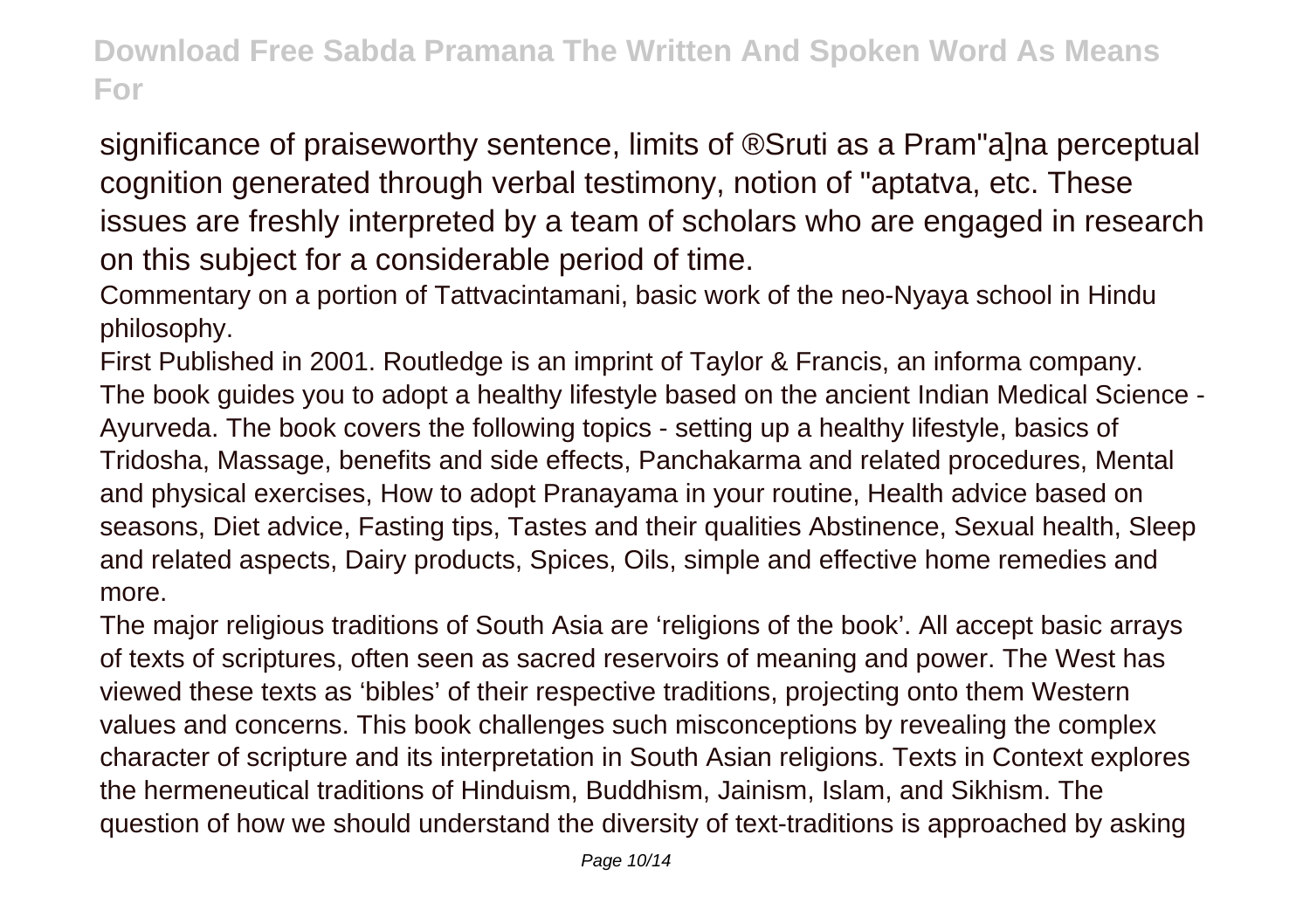significance of praiseworthy sentence, limits of ®Sruti as a Pram"a]na perceptual cognition generated through verbal testimony, notion of "aptatva, etc. These issues are freshly interpreted by a team of scholars who are engaged in research on this subject for a considerable period of time.

Commentary on a portion of Tattvacintamani, basic work of the neo-Nyaya school in Hindu philosophy.

First Published in 2001. Routledge is an imprint of Taylor & Francis, an informa company.

The book guides you to adopt a healthy lifestyle based on the ancient Indian Medical Science - Ayurveda. The book covers the following topics - setting up a healthy lifestyle, basics of Tridosha, Massage, benefits and side effects, Panchakarma and related procedures, Mental and physical exercises, How to adopt Pranayama in your routine, Health advice based on seasons, Diet advice, Fasting tips, Tastes and their qualities Abstinence, Sexual health, Sleep and related aspects, Dairy products, Spices, Oils, simple and effective home remedies and more.

The major religious traditions of South Asia are 'religions of the book'. All accept basic arrays of texts of scriptures, often seen as sacred reservoirs of meaning and power. The West has viewed these texts as 'bibles' of their respective traditions, projecting onto them Western values and concerns. This book challenges such misconceptions by revealing the complex character of scripture and its interpretation in South Asian religions. Texts in Context explores the hermeneutical traditions of Hinduism, Buddhism, Jainism, Islam, and Sikhism. The question of how we should understand the diversity of text-traditions is approached by asking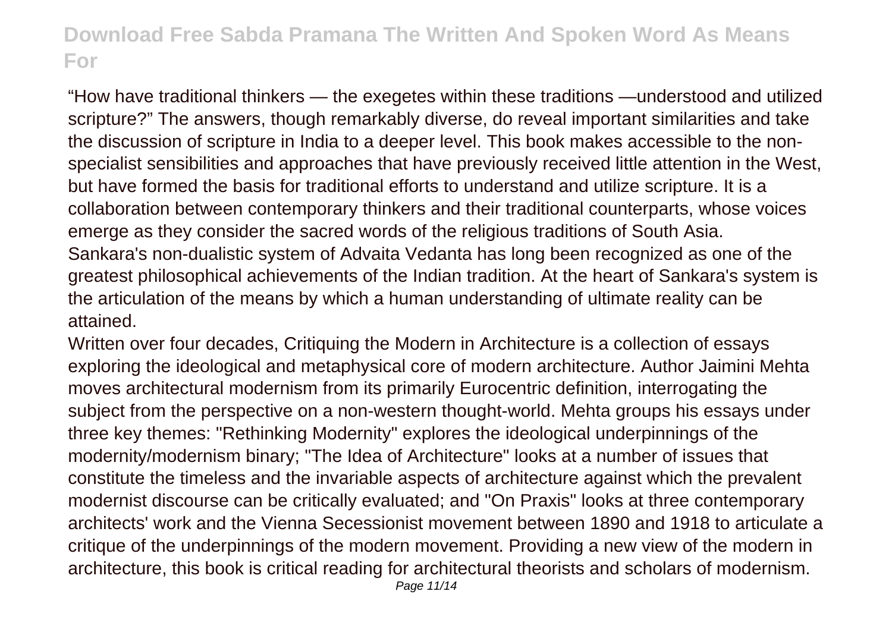"How have traditional thinkers — the exegetes within these traditions —understood and utilized scripture?" The answers, though remarkably diverse, do reveal important similarities and take the discussion of scripture in India to a deeper level. This book makes accessible to the non-specialist sensibilities and approaches that have previously received little attention in the West, but have formed the basis for traditional efforts to understand and utilize scripture. It is a collaboration between contemporary thinkers and their traditional counterparts, whose voices emerge as they consider the sacred words of the religious traditions of South Asia.

Sankara's non-dualistic system of Advaita Vedanta has long been recognized as one of the greatest philosophical achievements of the Indian tradition. At the heart of Sankara's system is the articulation of the means by which a human understanding of ultimate reality can be attained.

Written over four decades, Critiquing the Modern in Architecture is a collection of essays exploring the ideological and metaphysical core of modern architecture. Author Jaimini Mehta moves architectural modernism from its primarily Eurocentric definition, interrogating the subject from the perspective on a non-western thought-world. Mehta groups his essays under three key themes: "Rethinking Modernity" explores the ideological underpinnings of the modernity/modernism binary; "The Idea of Architecture" looks at a number of issues that constitute the timeless and the invariable aspects of architecture against which the prevalent modernist discourse can be critically evaluated; and "On Praxis" looks at three contemporary architects' work and the Vienna Secessionist movement between 1890 and 1918 to articulate a critique of the underpinnings of the modern movement. Providing a new view of the modern in architecture, this book is critical reading for architectural theorists and scholars of modernism.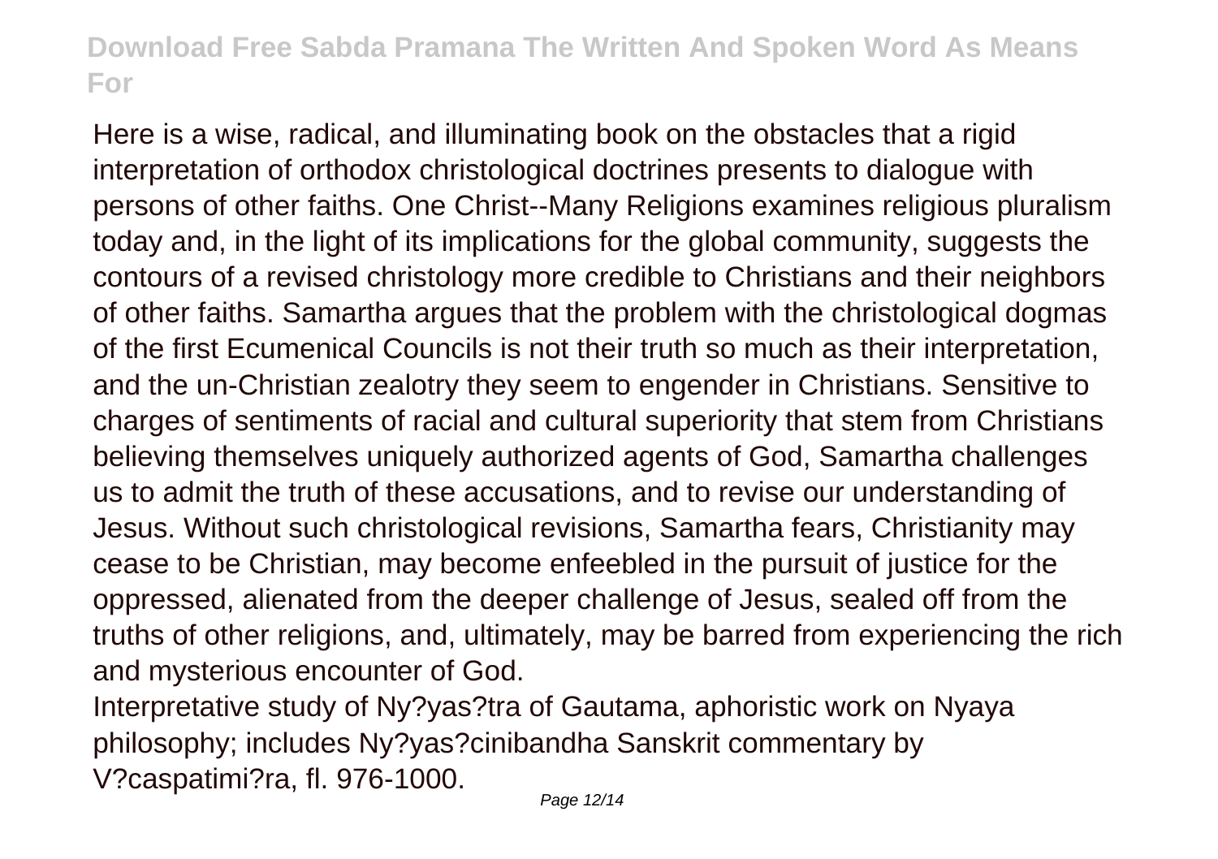Here is a wise, radical, and illuminating book on the obstacles that a rigid interpretation of orthodox christological doctrines presents to dialogue with persons of other faiths. One Christ--Many Religions examines religious pluralism today and, in the light of its implications for the global community, suggests the contours of a revised christology more credible to Christians and their neighbors of other faiths. Samartha argues that the problem with the christological dogmas of the first Ecumenical Councils is not their truth so much as their interpretation, and the un-Christian zealotry they seem to engender in Christians. Sensitive to charges of sentiments of racial and cultural superiority that stem from Christians believing themselves uniquely authorized agents of God, Samartha challenges us to admit the truth of these accusations, and to revise our understanding of Jesus. Without such christological revisions, Samartha fears, Christianity may cease to be Christian, may become enfeebled in the pursuit of justice for the oppressed, alienated from the deeper challenge of Jesus, sealed off from the truths of other religions, and, ultimately, may be barred from experiencing the rich and mysterious encounter of God.

Interpretative study of Ny?yas?tra of Gautama, aphoristic work on Nyaya philosophy; includes Ny?yas?cinibandha Sanskrit commentary by V?caspatimi?ra, fl. 976-1000.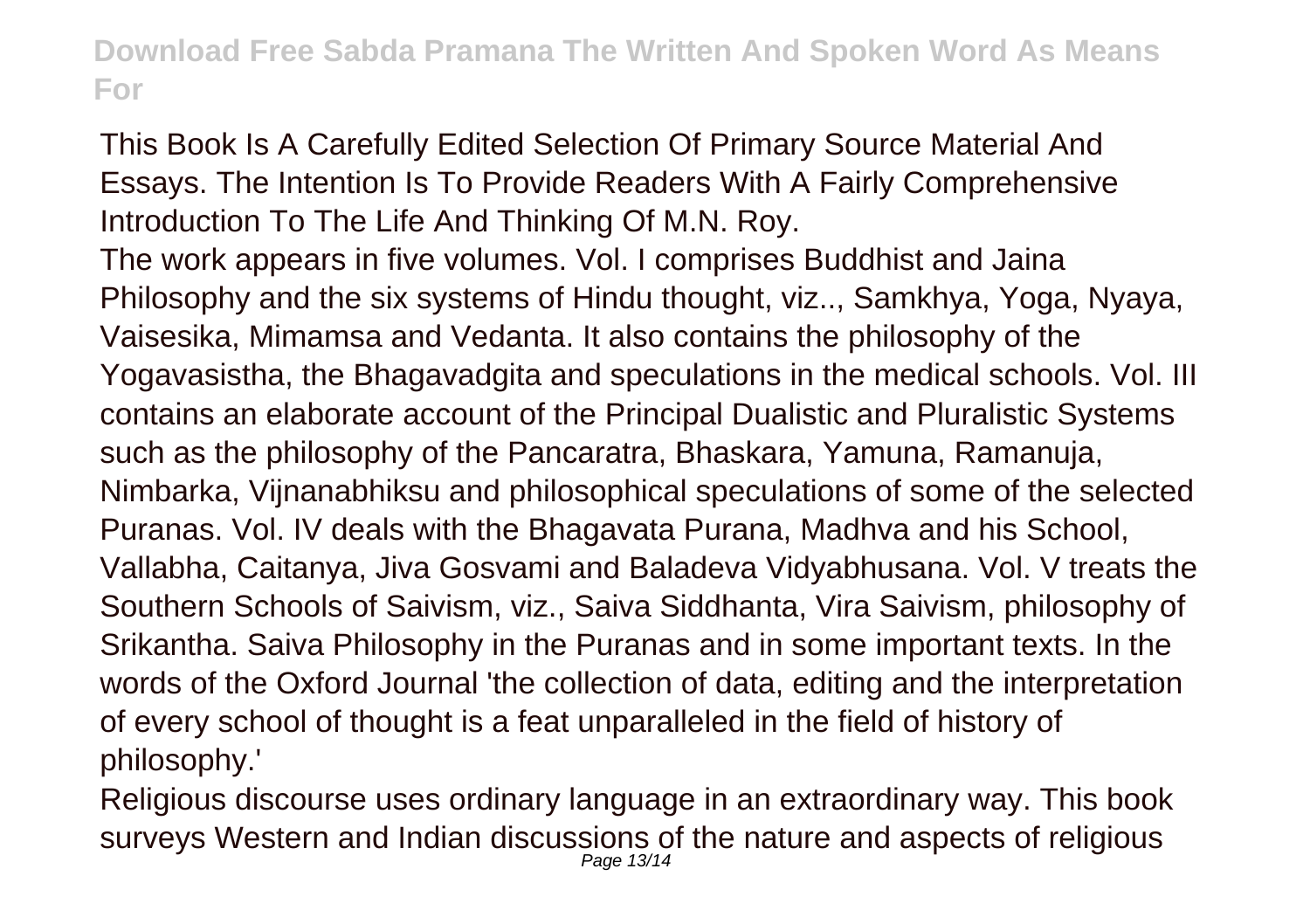This Book Is A Carefully Edited Selection Of Primary Source Material And Essays. The Intention Is To Provide Readers With A Fairly Comprehensive Introduction To The Life And Thinking Of M.N. Roy.

The work appears in five volumes. Vol. I comprises Buddhist and Jaina Philosophy and the six systems of Hindu thought, viz.., Samkhya, Yoga, Nyaya, Vaisesika, Mimamsa and Vedanta. It also contains the philosophy of the Yogavasistha, the Bhagavadgita and speculations in the medical schools. Vol. III contains an elaborate account of the Principal Dualistic and Pluralistic Systems such as the philosophy of the Pancaratra, Bhaskara, Yamuna, Ramanuja, Nimbarka, Vijnanabhiksu and philosophical speculations of some of the selected Puranas. Vol. IV deals with the Bhagavata Purana, Madhva and his School, Vallabha, Caitanya, Jiva Gosvami and Baladeva Vidyabhusana. Vol. V treats the Southern Schools of Saivism, viz., Saiva Siddhanta, Vira Saivism, philosophy of Srikantha. Saiva Philosophy in the Puranas and in some important texts. In the words of the Oxford Journal 'the collection of data, editing and the interpretation of every school of thought is a feat unparalleled in the field of history of philosophy.'

Religious discourse uses ordinary language in an extraordinary way. This book surveys Western and Indian discussions of the nature and aspects of religious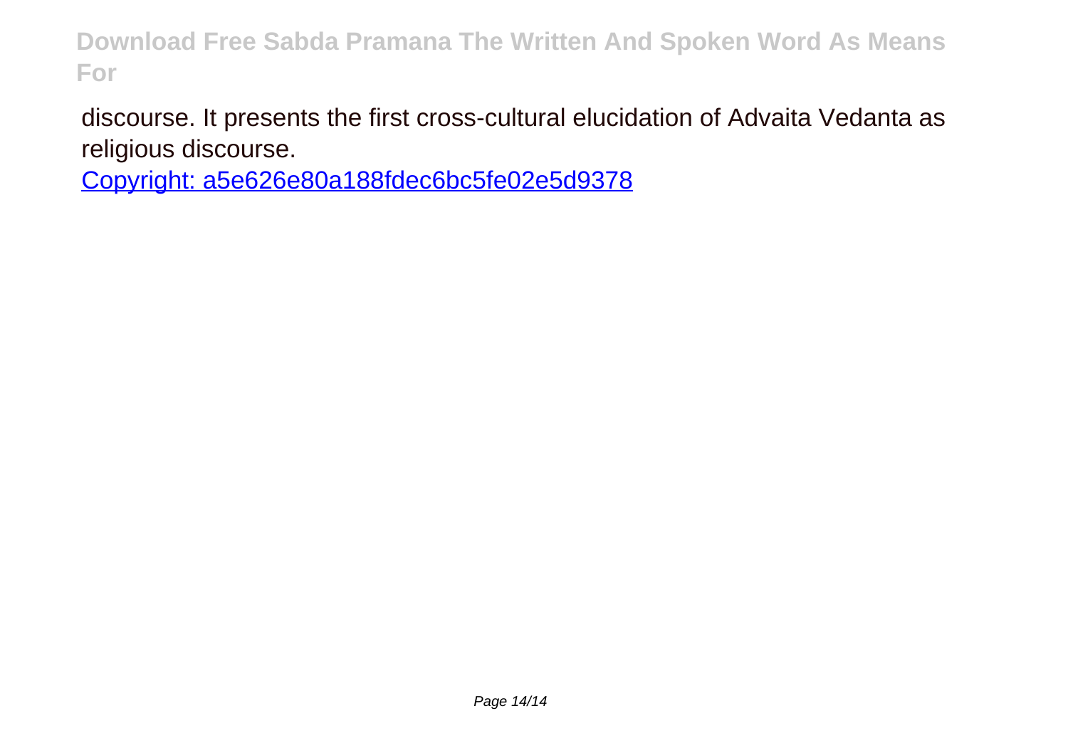discourse. It presents the first cross-cultural elucidation of Advaita Vedanta as religious discourse.

Copyright: a5e626e80a188fdec6bc5fe02e5d9378